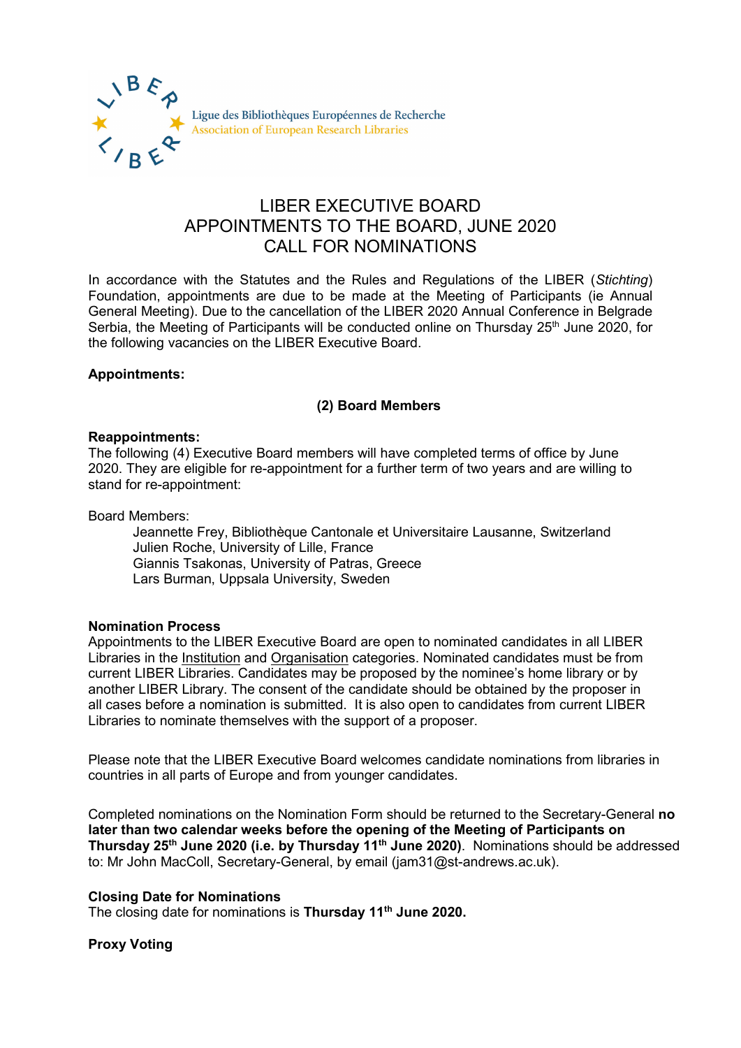Ligue des Bibliothèques Européennes de Recherche
Association of European Research Libraries

# LIBER EXECUTIVE BOARD
# APPOINTMENTS TO THE BOARD, JUNE 2020
# CALL FOR NOMINATIONS

In accordance with the Statutes and the Rules and Regulations of the LIBER (*Stichting*) Foundation, appointments are due to be made at the Meeting of Participants (ie Annual General Meeting). Due to the cancellation of the LIBER 2020 Annual Conference in Belgrade Serbia, the Meeting of Participants will be conducted online on Thursday 25th June 2020, for the following vacancies on the LIBER Executive Board.

**Appointments:**

**(2) Board Members**

**Reappointments:**
The following (4) Executive Board members will have completed terms of office by June 2020. They are eligible for re-appointment for a further term of two years and are willing to stand for re-appointment:

Board Members:

Jeannette Frey, Bibliothèque Cantonale et Universitaire Lausanne, Switzerland
Julien Roche, University of Lille, France
Giannis Tsakonas, University of Patras, Greece
Lars Burman, Uppsala University, Sweden

**Nomination Process**
Appointments to the LIBER Executive Board are open to nominated candidates in all LIBER Libraries in the Institution and Organisation categories. Nominated candidates must be from current LIBER Libraries. Candidates may be proposed by the nominee's home library or by another LIBER Library. The consent of the candidate should be obtained by the proposer in all cases before a nomination is submitted. It is also open to candidates from current LIBER Libraries to nominate themselves with the support of a proposer.

Please note that the LIBER Executive Board welcomes candidate nominations from libraries in countries in all parts of Europe and from younger candidates.

Completed nominations on the Nomination Form should be returned to the Secretary-General **no later than two calendar weeks before the opening of the Meeting of Participants on Thursday 25th June 2020 (i.e. by Thursday 11th June 2020)**. Nominations should be addressed to: Mr John MacColl, Secretary-General, by email (jam31@st-andrews.ac.uk).

**Closing Date for Nominations**
The closing date for nominations is **Thursday 11th June 2020.**

**Proxy Voting**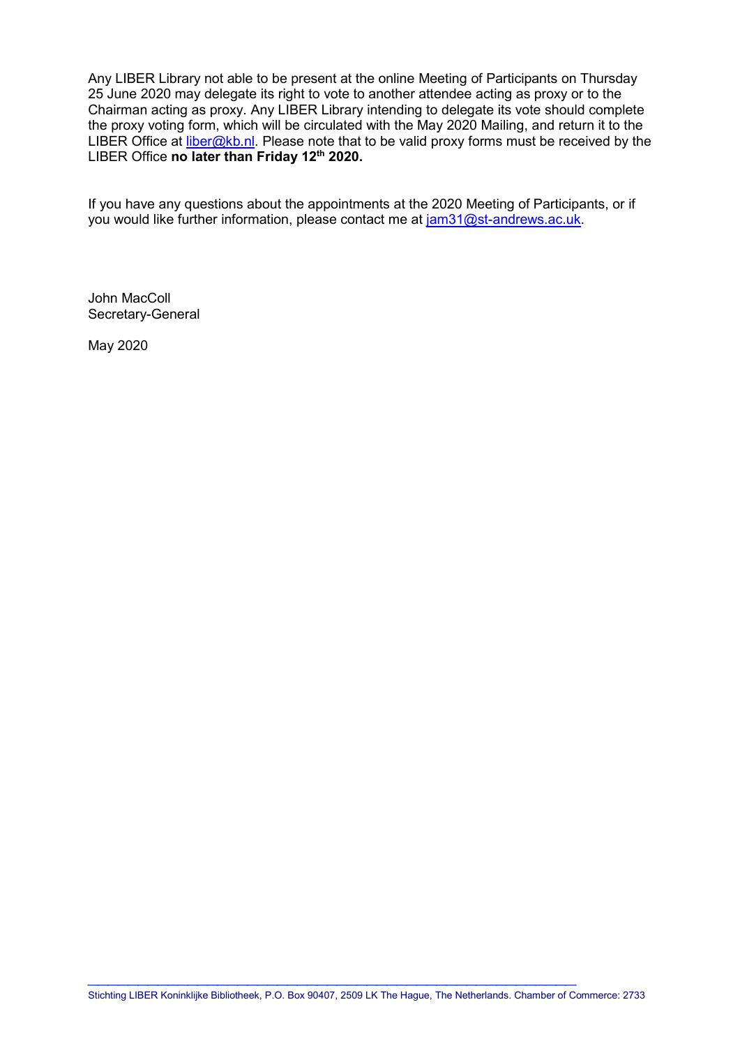Any LIBER Library not able to be present at the online Meeting of Participants on Thursday 25 June 2020 may delegate its right to vote to another attendee acting as proxy or to the Chairman acting as proxy. Any LIBER Library intending to delegate its vote should complete the proxy voting form, which will be circulated with the May 2020 Mailing, and return it to the LIBER Office at liber@kb.nl. Please note that to be valid proxy forms must be received by the LIBER Office **no later than Friday 12th 2020.**

If you have any questions about the appointments at the 2020 Meeting of Participants, or if you would like further information, please contact me at jam31@st-andrews.ac.uk.

John MacColl
Secretary-General

May 2020

Stichting LIBER Koninklijke Bibliotheek, P.O. Box 90407, 2509 LK The Hague, The Netherlands. Chamber of Commerce: 2733